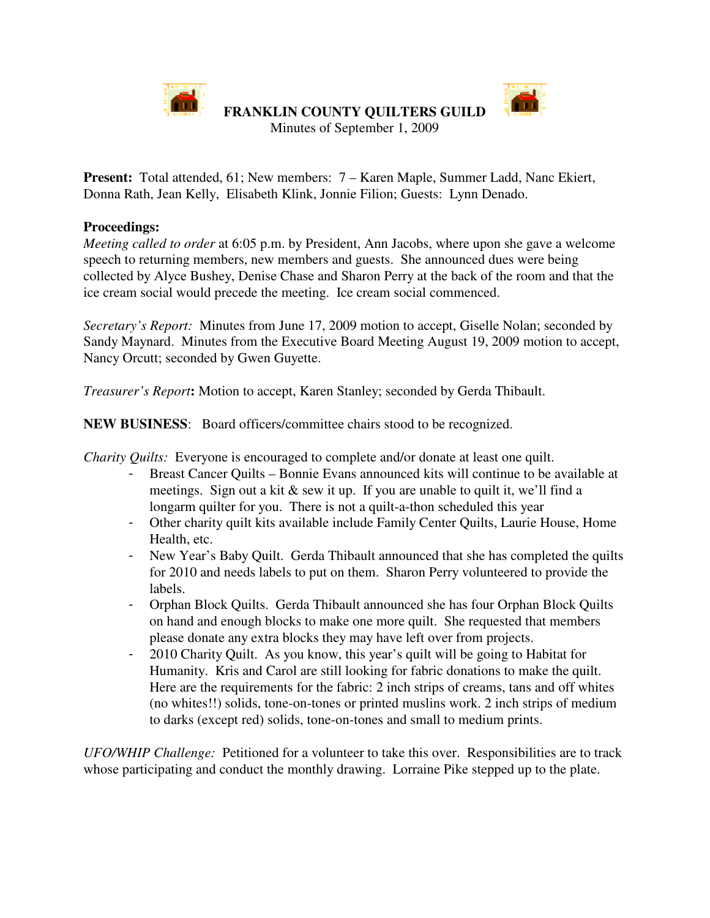# FRANKLIN COUNTY QUILTERS GUILD

Minutes of September 1, 2009

**Present:** Total attended, 61; New members: 7 – Karen Maple, Summer Ladd, Nanc Ekiert, Donna Rath, Jean Kelly, Elisabeth Klink, Jonnie Filion; Guests: Lynn Denado.

**Proceedings:**

*Meeting called to order* at 6:05 p.m. by President, Ann Jacobs, where upon she gave a welcome speech to returning members, new members and guests. She announced dues were being collected by Alyce Bushey, Denise Chase and Sharon Perry at the back of the room and that the ice cream social would precede the meeting. Ice cream social commenced.

*Secretary's Report:* Minutes from June 17, 2009 motion to accept, Giselle Nolan; seconded by Sandy Maynard. Minutes from the Executive Board Meeting August 19, 2009 motion to accept, Nancy Orcutt; seconded by Gwen Guyette.

*Treasurer's Report***:** Motion to accept, Karen Stanley; seconded by Gerda Thibault.

**NEW BUSINESS**: Board officers/committee chairs stood to be recognized.

*Charity Quilts:* Everyone is encouraged to complete and/or donate at least one quilt.

- Breast Cancer Quilts – Bonnie Evans announced kits will continue to be available at meetings. Sign out a kit & sew it up. If you are unable to quilt it, we'll find a longarm quilter for you. There is not a quilt-a-thon scheduled this year
- Other charity quilt kits available include Family Center Quilts, Laurie House, Home Health, etc.
- New Year's Baby Quilt. Gerda Thibault announced that she has completed the quilts for 2010 and needs labels to put on them. Sharon Perry volunteered to provide the labels.
- Orphan Block Quilts. Gerda Thibault announced she has four Orphan Block Quilts on hand and enough blocks to make one more quilt. She requested that members please donate any extra blocks they may have left over from projects.
- 2010 Charity Quilt. As you know, this year's quilt will be going to Habitat for Humanity. Kris and Carol are still looking for fabric donations to make the quilt. Here are the requirements for the fabric: 2 inch strips of creams, tans and off whites (no whites!!) solids, tone-on-tones or printed muslins work. 2 inch strips of medium to darks (except red) solids, tone-on-tones and small to medium prints.

*UFO/WHIP Challenge:* Petitioned for a volunteer to take this over. Responsibilities are to track whose participating and conduct the monthly drawing. Lorraine Pike stepped up to the plate.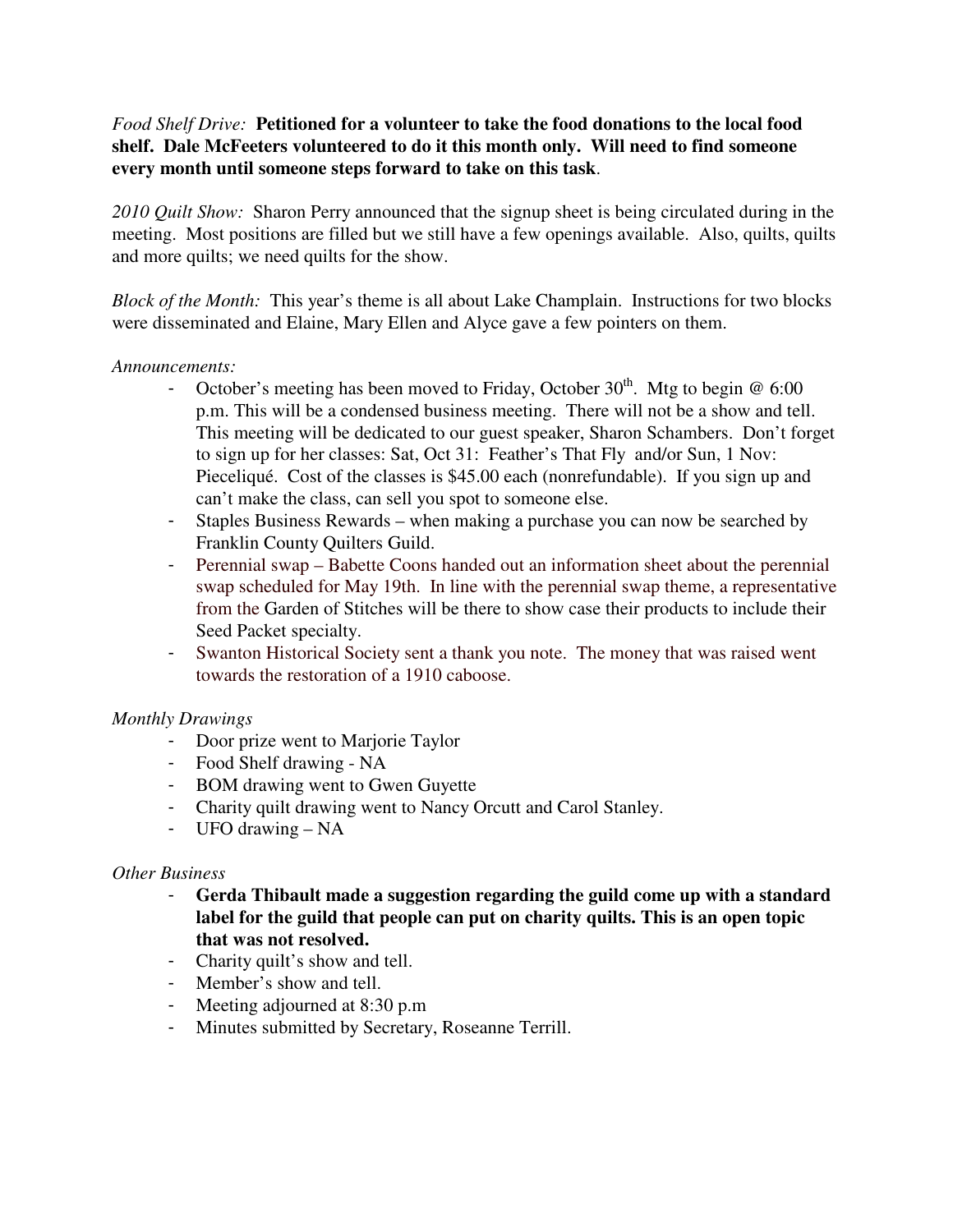*Food Shelf Drive:* **Petitioned for a volunteer to take the food donations to the local food shelf. Dale McFeeters volunteered to do it this month only. Will need to find someone every month until someone steps forward to take on this task**.

*2010 Quilt Show:* Sharon Perry announced that the signup sheet is being circulated during in the meeting. Most positions are filled but we still have a few openings available. Also, quilts, quilts and more quilts; we need quilts for the show.

*Block of the Month:* This year's theme is all about Lake Champlain. Instructions for two blocks were disseminated and Elaine, Mary Ellen and Alyce gave a few pointers on them.

*Announcements:*

- October's meeting has been moved to Friday, October 30th. Mtg to begin @ 6:00 p.m. This will be a condensed business meeting. There will not be a show and tell. This meeting will be dedicated to our guest speaker, Sharon Schambers. Don't forget to sign up for her classes: Sat, Oct 31: Feather's That Fly and/or Sun, 1 Nov: Pieceliqué. Cost of the classes is $45.00 each (nonrefundable). If you sign up and can't make the class, can sell you spot to someone else.
- Staples Business Rewards – when making a purchase you can now be searched by Franklin County Quilters Guild.
- Perennial swap – Babette Coons handed out an information sheet about the perennial swap scheduled for May 19th. In line with the perennial swap theme, a representative from the Garden of Stitches will be there to show case their products to include their Seed Packet specialty.
- Swanton Historical Society sent a thank you note. The money that was raised went towards the restoration of a 1910 caboose.

*Monthly Drawings*

- Door prize went to Marjorie Taylor
- Food Shelf drawing - NA
- BOM drawing went to Gwen Guyette
- Charity quilt drawing went to Nancy Orcutt and Carol Stanley.
- UFO drawing – NA

*Other Business*

- **Gerda Thibault made a suggestion regarding the guild come up with a standard label for the guild that people can put on charity quilts. This is an open topic that was not resolved.**
- Charity quilt's show and tell.
- Member's show and tell.
- Meeting adjourned at 8:30 p.m
- Minutes submitted by Secretary, Roseanne Terrill.